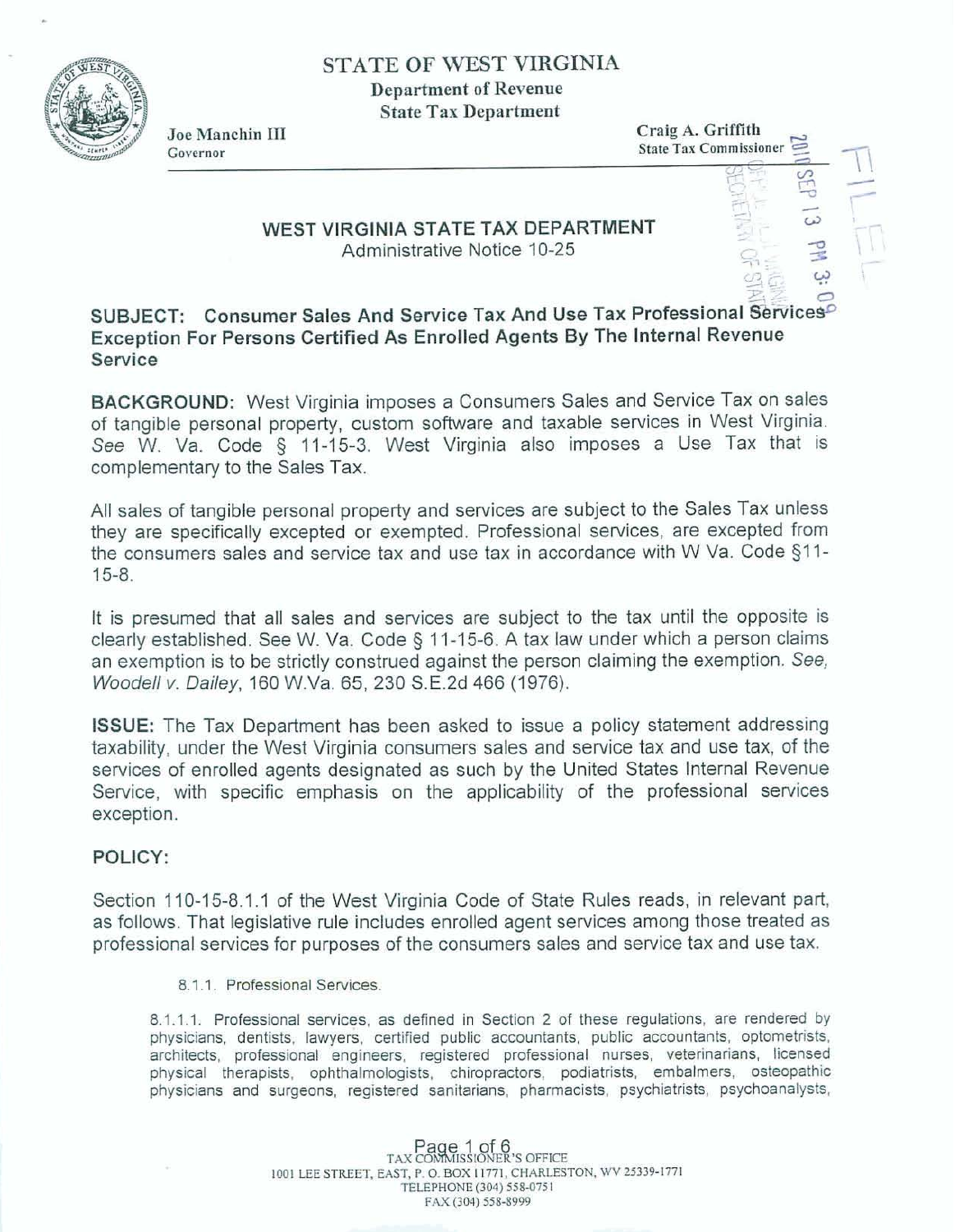# STATE OF WEST VIRGINIA

**Department of Revenue**
**State Tax Department**

Joe Manchin III
Governor

Craig A. Griffith
State Tax Commissioner

2010 SEP 13 PM 3:09

FILED

OFFICE WEST VIRGINIA SECRETARY OF STATE

## WEST VIRGINIA STATE TAX DEPARTMENT

Administrative Notice 10-25

**SUBJECT: Consumer Sales And Service Tax And Use Tax Professional Services Exception For Persons Certified As Enrolled Agents By The Internal Revenue Service**

**BACKGROUND:** West Virginia imposes a Consumers Sales and Service Tax on sales of tangible personal property, custom software and taxable services in West Virginia. *See* W. Va. Code § 11-15-3. West Virginia also imposes a Use Tax that is complementary to the Sales Tax.

All sales of tangible personal property and services are subject to the Sales Tax unless they are specifically excepted or exempted. Professional services, are excepted from the consumers sales and service tax and use tax in accordance with W Va. Code §11-15-8.

It is presumed that all sales and services are subject to the tax until the opposite is clearly established. See W. Va. Code § 11-15-6. A tax law under which a person claims an exemption is to be strictly construed against the person claiming the exemption. *See, Woodell v. Dailey*, 160 W.Va. 65, 230 S.E.2d 466 (1976).

**ISSUE:** The Tax Department has been asked to issue a policy statement addressing taxability, under the West Virginia consumers sales and service tax and use tax, of the services of enrolled agents designated as such by the United States Internal Revenue Service, with specific emphasis on the applicability of the professional services exception.

**POLICY:**

Section 110-15-8.1.1 of the West Virginia Code of State Rules reads, in relevant part, as follows. That legislative rule includes enrolled agent services among those treated as professional services for purposes of the consumers sales and service tax and use tax.

> 8.1.1. Professional Services.
>
> 8.1.1.1. Professional services, as defined in Section 2 of these regulations, are rendered by physicians, dentists, lawyers, certified public accountants, public accountants, optometrists, architects, professional engineers, registered professional nurses, veterinarians, licensed physical therapists, ophthalmologists, chiropractors, podiatrists, embalmers, osteopathic physicians and surgeons, registered sanitarians, pharmacists, psychiatrists, psychoanalysts,

TAX COMMISSIONER'S OFFICE
1001 LEE STREET, EAST, P. O. BOX 11771, CHARLESTON, WV 25339-1771
TELEPHONE (304) 558-0751
FAX (304) 558-8999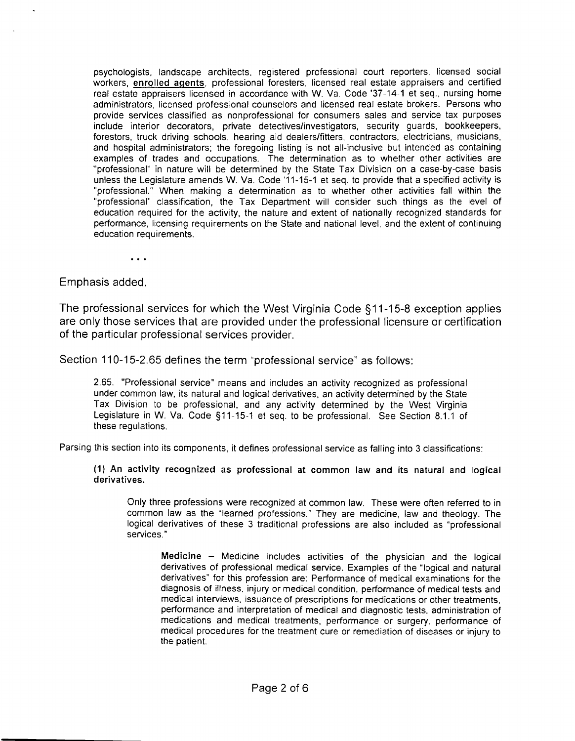> psychologists, landscape architects, registered professional court reporters, licensed social workers, **enrolled agents**, professional foresters, licensed real estate appraisers and certified real estate appraisers licensed in accordance with W. Va. Code '37-14-1 et seq., nursing home administrators, licensed professional counselors and licensed real estate brokers. Persons who provide services classified as nonprofessional for consumers sales and service tax purposes include interior decorators, private detectives/investigators, security guards, bookkeepers, forestors, truck driving schools, hearing aid dealers/fitters, contractors, electricians, musicians, and hospital administrators; the foregoing listing is not all-inclusive but intended as containing examples of trades and occupations. The determination as to whether other activities are "professional" in nature will be determined by the State Tax Division on a case-by-case basis unless the Legislature amends W. Va. Code '11-15-1 et seq. to provide that a specified activity is "professional." When making a determination as to whether other activities fall within the "professional" classification, the Tax Department will consider such things as the level of education required for the activity, the nature and extent of nationally recognized standards for performance, licensing requirements on the State and national level, and the extent of continuing education requirements.
>
> . . .

Emphasis added.

The professional services for which the West Virginia Code §11-15-8 exception applies are only those services that are provided under the professional licensure or certification of the particular professional services provider.

Section 110-15-2.65 defines the term "professional service" as follows:

> 2.65. "Professional service" means and includes an activity recognized as professional under common law, its natural and logical derivatives, an activity determined by the State Tax Division to be professional, and any activity determined by the West Virginia Legislature in W. Va. Code §11-15-1 et seq. to be professional. See Section 8.1.1 of these regulations.

Parsing this section into its components, it defines professional service as falling into 3 classifications:

> **(1) An activity recognized as professional at common law and its natural and logical derivatives.**
>
> Only three professions were recognized at common law. These were often referred to in common law as the "learned professions." They are medicine, law and theology. The logical derivatives of these 3 traditional professions are also included as "professional services."
>
> > **Medicine** – Medicine includes activities of the physician and the logical derivatives of professional medical service. Examples of the "logical and natural derivatives" for this profession are: Performance of medical examinations for the diagnosis of illness, injury or medical condition, performance of medical tests and medical interviews, issuance of prescriptions for medications or other treatments, performance and interpretation of medical and diagnostic tests, administration of medications and medical treatments, performance or surgery, performance of medical procedures for the treatment cure or remediation of diseases or injury to the patient.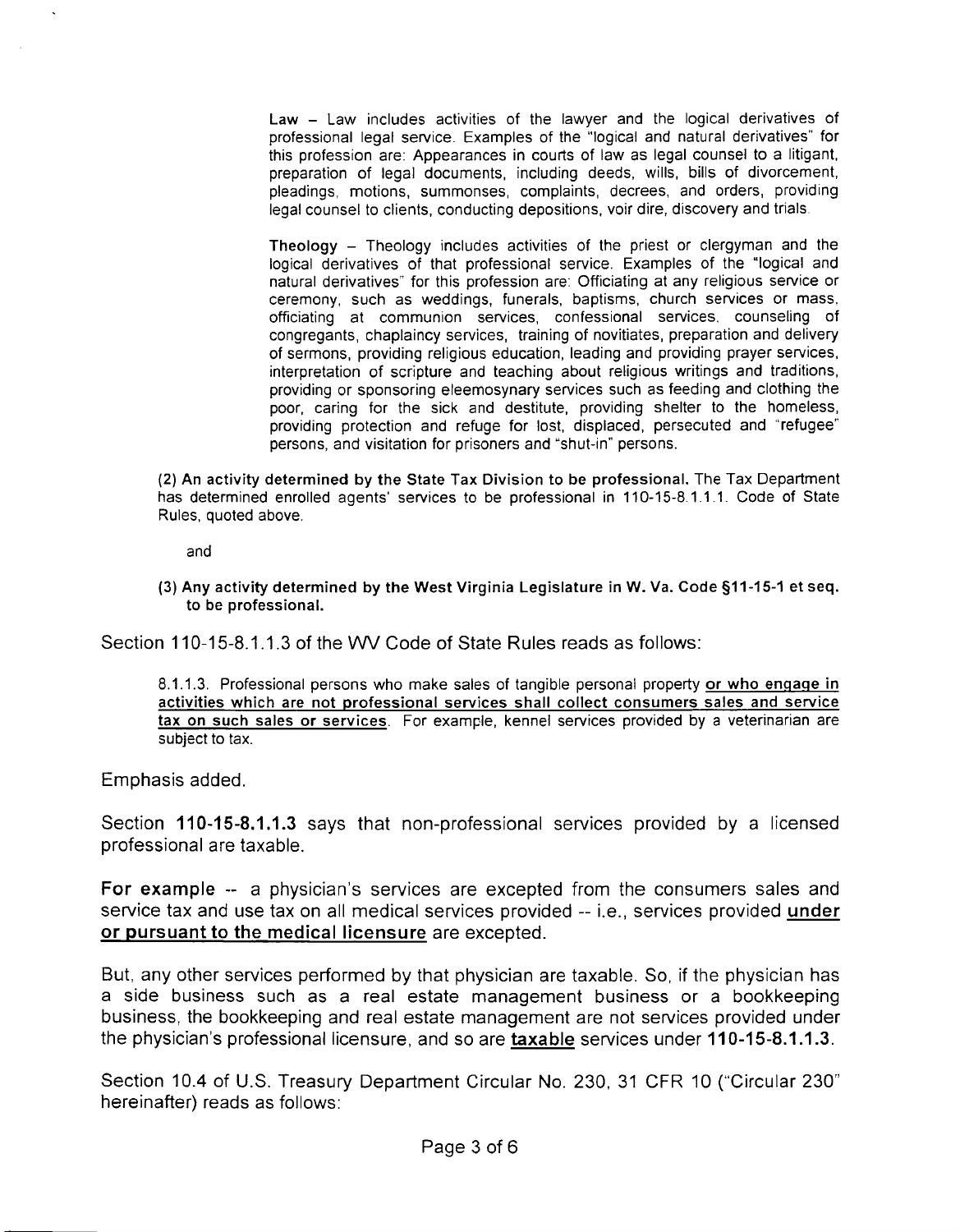> **Law** – Law includes activities of the lawyer and the logical derivatives of professional legal service. Examples of the "logical and natural derivatives" for this profession are: Appearances in courts of law as legal counsel to a litigant, preparation of legal documents, including deeds, wills, bills of divorcement, pleadings, motions, summonses, complaints, decrees, and orders, providing legal counsel to clients, conducting depositions, voir dire, discovery and trials.
>
> **Theology** – Theology includes activities of the priest or clergyman and the logical derivatives of that professional service. Examples of the "logical and natural derivatives" for this profession are: Officiating at any religious service or ceremony, such as weddings, funerals, baptisms, church services or mass, officiating at communion services, confessional services, counseling of congregants, chaplaincy services, training of novitiates, preparation and delivery of sermons, providing religious education, leading and providing prayer services, interpretation of scripture and teaching about religious writings and traditions, providing or sponsoring eleemosynary services such as feeding and clothing the poor, caring for the sick and destitute, providing shelter to the homeless, providing protection and refuge for lost, displaced, persecuted and "refugee" persons, and visitation for prisoners and "shut-in" persons.

**(2) An activity determined by the State Tax Division to be professional.** The Tax Department has determined enrolled agents' services to be professional in 110-15-8.1.1.1. Code of State Rules, quoted above.

and

**(3) Any activity determined by the West Virginia Legislature in W. Va. Code §11-15-1 et seq. to be professional.**

Section 110-15-8.1.1.3 of the WV Code of State Rules reads as follows:

> 8.1.1.3. Professional persons who make sales of tangible personal property <u>**or who engage in activities which are not professional services shall collect consumers sales and service tax on such sales or services**</u>. For example, kennel services provided by a veterinarian are subject to tax.

Emphasis added.

Section **110-15-8.1.1.3** says that non-professional services provided by a licensed professional are taxable.

**For example** -- a physician's services are excepted from the consumers sales and service tax and use tax on all medical services provided -- i.e., services provided <u>under or pursuant to the medical licensure</u> are excepted.

But, any other services performed by that physician are taxable. So, if the physician has a side business such as a real estate management business or a bookkeeping business, the bookkeeping and real estate management are not services provided under the physician's professional licensure, and so are <u>**taxable**</u> services under **110-15-8.1.1.3**.

Section 10.4 of U.S. Treasury Department Circular No. 230, 31 CFR 10 ("Circular 230" hereinafter) reads as follows: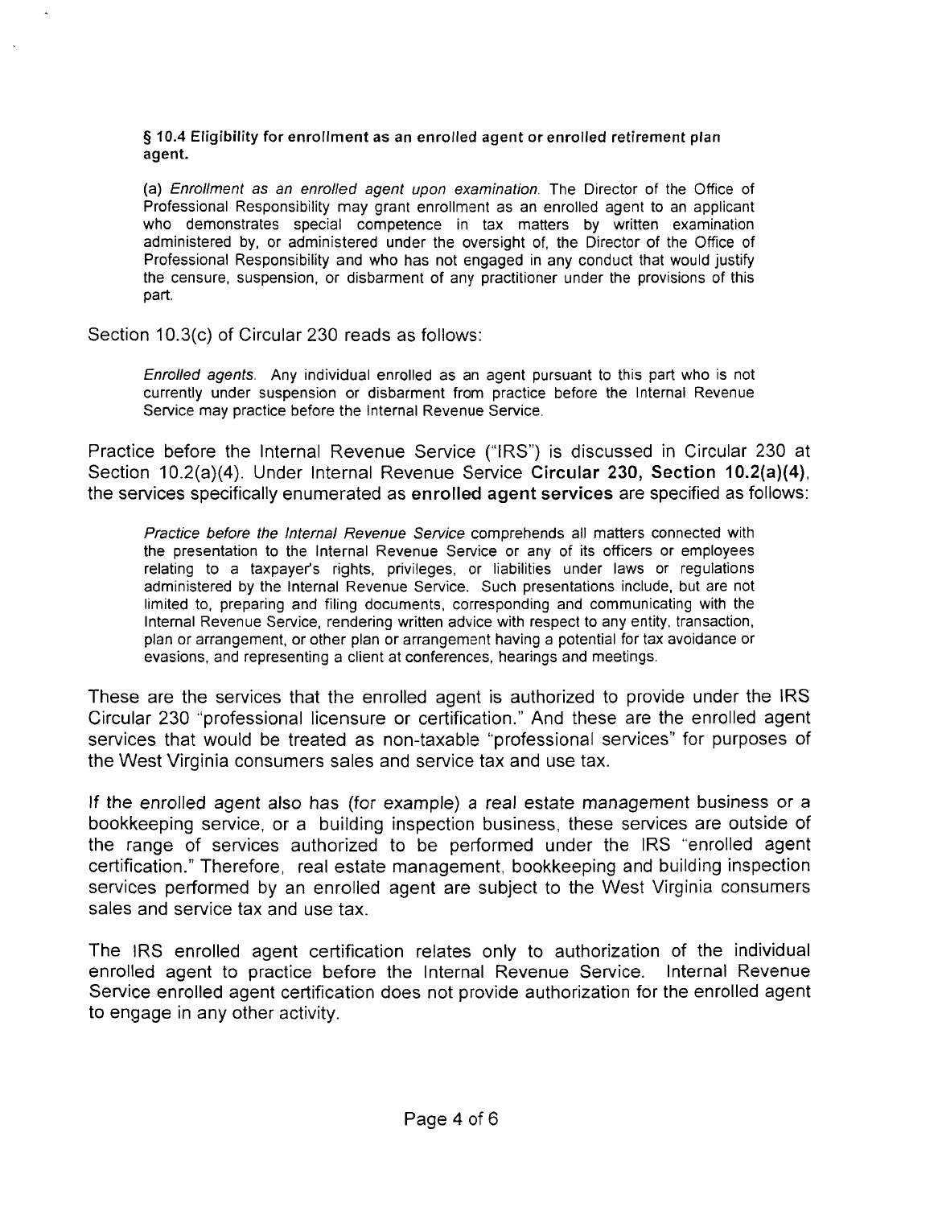> **§ 10.4 Eligibility for enrollment as an enrolled agent or enrolled retirement plan agent.**
>
> (a) *Enrollment as an enrolled agent upon examination.* The Director of the Office of Professional Responsibility may grant enrollment as an enrolled agent to an applicant who demonstrates special competence in tax matters by written examination administered by, or administered under the oversight of, the Director of the Office of Professional Responsibility and who has not engaged in any conduct that would justify the censure, suspension, or disbarment of any practitioner under the provisions of this part.

Section 10.3(c) of Circular 230 reads as follows:

> *Enrolled agents.* Any individual enrolled as an agent pursuant to this part who is not currently under suspension or disbarment from practice before the Internal Revenue Service may practice before the Internal Revenue Service.

Practice before the Internal Revenue Service ("IRS") is discussed in Circular 230 at Section 10.2(a)(4). Under Internal Revenue Service **Circular 230, Section 10.2(a)(4)**, the services specifically enumerated as **enrolled agent services** are specified as follows:

> *Practice before the Internal Revenue Service* comprehends all matters connected with the presentation to the Internal Revenue Service or any of its officers or employees relating to a taxpayer's rights, privileges, or liabilities under laws or regulations administered by the Internal Revenue Service. Such presentations include, but are not limited to, preparing and filing documents, corresponding and communicating with the Internal Revenue Service, rendering written advice with respect to any entity, transaction, plan or arrangement, or other plan or arrangement having a potential for tax avoidance or evasions, and representing a client at conferences, hearings and meetings.

These are the services that the enrolled agent is authorized to provide under the IRS Circular 230 "professional licensure or certification." And these are the enrolled agent services that would be treated as non-taxable "professional services" for purposes of the West Virginia consumers sales and service tax and use tax.

If the enrolled agent also has (for example) a real estate management business or a bookkeeping service, or a building inspection business, these services are outside of the range of services authorized to be performed under the IRS "enrolled agent certification." Therefore, real estate management, bookkeeping and building inspection services performed by an enrolled agent are subject to the West Virginia consumers sales and service tax and use tax.

The IRS enrolled agent certification relates only to authorization of the individual enrolled agent to practice before the Internal Revenue Service. Internal Revenue Service enrolled agent certification does not provide authorization for the enrolled agent to engage in any other activity.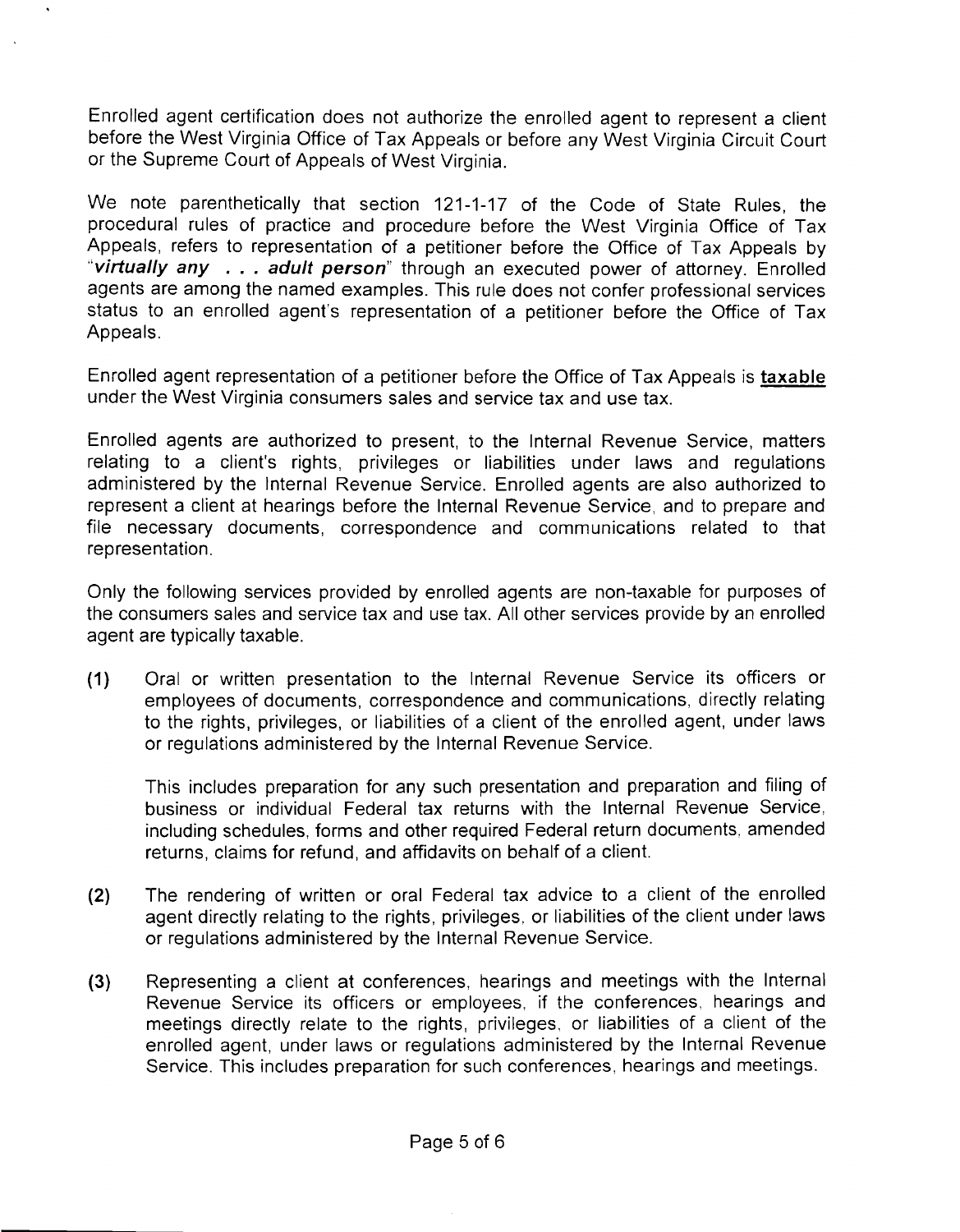Enrolled agent certification does not authorize the enrolled agent to represent a client before the West Virginia Office of Tax Appeals or before any West Virginia Circuit Court or the Supreme Court of Appeals of West Virginia.

We note parenthetically that section 121-1-17 of the Code of State Rules, the procedural rules of practice and procedure before the West Virginia Office of Tax Appeals, refers to representation of a petitioner before the Office of Tax Appeals by "***virtually any . . . adult person***" through an executed power of attorney. Enrolled agents are among the named examples. This rule does not confer professional services status to an enrolled agent's representation of a petitioner before the Office of Tax Appeals.

Enrolled agent representation of a petitioner before the Office of Tax Appeals is **taxable** under the West Virginia consumers sales and service tax and use tax.

Enrolled agents are authorized to present, to the Internal Revenue Service, matters relating to a client's rights, privileges or liabilities under laws and regulations administered by the Internal Revenue Service. Enrolled agents are also authorized to represent a client at hearings before the Internal Revenue Service, and to prepare and file necessary documents, correspondence and communications related to that representation.

Only the following services provided by enrolled agents are non-taxable for purposes of the consumers sales and service tax and use tax. All other services provide by an enrolled agent are typically taxable.

**(1)** Oral or written presentation to the Internal Revenue Service its officers or employees of documents, correspondence and communications, directly relating to the rights, privileges, or liabilities of a client of the enrolled agent, under laws or regulations administered by the Internal Revenue Service.

This includes preparation for any such presentation and preparation and filing of business or individual Federal tax returns with the Internal Revenue Service, including schedules, forms and other required Federal return documents, amended returns, claims for refund, and affidavits on behalf of a client.

**(2)** The rendering of written or oral Federal tax advice to a client of the enrolled agent directly relating to the rights, privileges, or liabilities of the client under laws or regulations administered by the Internal Revenue Service.

**(3)** Representing a client at conferences, hearings and meetings with the Internal Revenue Service its officers or employees, if the conferences, hearings and meetings directly relate to the rights, privileges, or liabilities of a client of the enrolled agent, under laws or regulations administered by the Internal Revenue Service. This includes preparation for such conferences, hearings and meetings.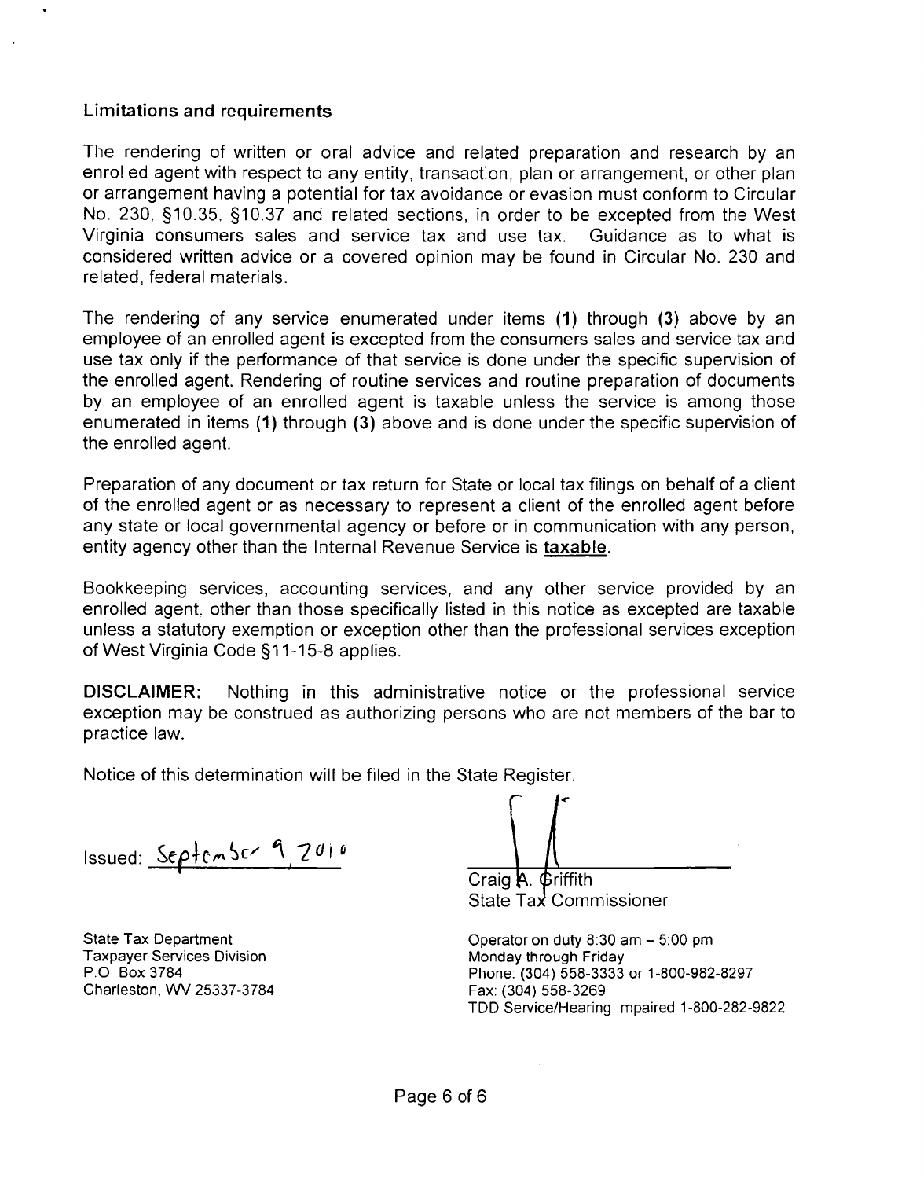### Limitations and requirements

The rendering of written or oral advice and related preparation and research by an enrolled agent with respect to any entity, transaction, plan or arrangement, or other plan or arrangement having a potential for tax avoidance or evasion must conform to Circular No. 230, §10.35, §10.37 and related sections, in order to be excepted from the West Virginia consumers sales and service tax and use tax. Guidance as to what is considered written advice or a covered opinion may be found in Circular No. 230 and related, federal materials.

The rendering of any service enumerated under items **(1)** through **(3)** above by an employee of an enrolled agent is excepted from the consumers sales and service tax and use tax only if the performance of that service is done under the specific supervision of the enrolled agent. Rendering of routine services and routine preparation of documents by an employee of an enrolled agent is taxable unless the service is among those enumerated in items (1) through (3) above and is done under the specific supervision of the enrolled agent.

Preparation of any document or tax return for State or local tax filings on behalf of a client of the enrolled agent or as necessary to represent a client of the enrolled agent before any state or local governmental agency or before or in communication with any person, entity agency other than the Internal Revenue Service is **taxable**.

Bookkeeping services, accounting services, and any other service provided by an enrolled agent, other than those specifically listed in this notice as excepted are taxable unless a statutory exemption or exception other than the professional services exception of West Virginia Code §11-15-8 applies.

**DISCLAIMER:** Nothing in this administrative notice or the professional service exception may be construed as authorizing persons who are not members of the bar to practice law.

Notice of this determination will be filed in the State Register.

Issued: September 9, 2010

Craig A. Griffith
State Tax Commissioner

State Tax Department
Taxpayer Services Division
P.O. Box 3784
Charleston, WV 25337-3784

Operator on duty 8:30 am – 5:00 pm
Monday through Friday
Phone: (304) 558-3333 or 1-800-982-8297
Fax: (304) 558-3269
TDD Service/Hearing Impaired 1-800-282-9822